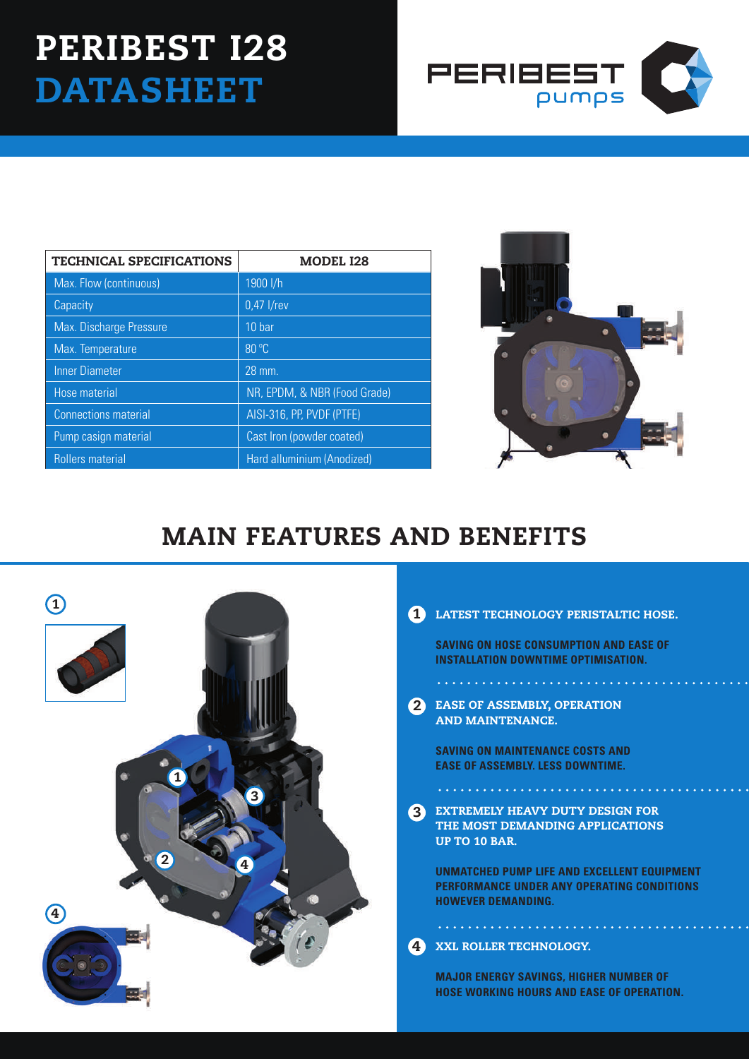# PERIBEST I28 DATASHEET

PERIBEST pumps

| TECHNICAL SPECIFICATIONS | MODEL I28 |
| --- | --- |
| Max. Flow (continuous) | 1900 l/h |
| Capacity | 0,47 l/rev |
| Max. Discharge Pressure | 10 bar |
| Max. Temperature | 80 °C |
| Inner Diameter | 28 mm. |
| Hose material | NR, EPDM, & NBR (Food Grade) |
| Connections material | AISI-316, PP, PVDF (PTFE) |
| Pump casign material | Cast Iron (powder coated) |
| Rollers material | Hard alluminium (Anodized) |

## MAIN FEATURES AND BENEFITS

1. **LATEST TECHNOLOGY PERISTALTIC HOSE.**

   **SAVING ON HOSE CONSUMPTION AND EASE OF INSTALLATION DOWNTIME OPTIMISATION.**

2. **EASE OF ASSEMBLY, OPERATION AND MAINTENANCE.**

   **SAVING ON MAINTENANCE COSTS AND EASE OF ASSEMBLY. LESS DOWNTIME.**

3. **EXTREMELY HEAVY DUTY DESIGN FOR THE MOST DEMANDING APPLICATIONS UP TO 10 BAR.**

   **UNMATCHED PUMP LIFE AND EXCELLENT EQUIPMENT PERFORMANCE UNDER ANY OPERATING CONDITIONS HOWEVER DEMANDING.**

4. **XXL ROLLER TECHNOLOGY.**

   **MAJOR ENERGY SAVINGS, HIGHER NUMBER OF HOSE WORKING HOURS AND EASE OF OPERATION.**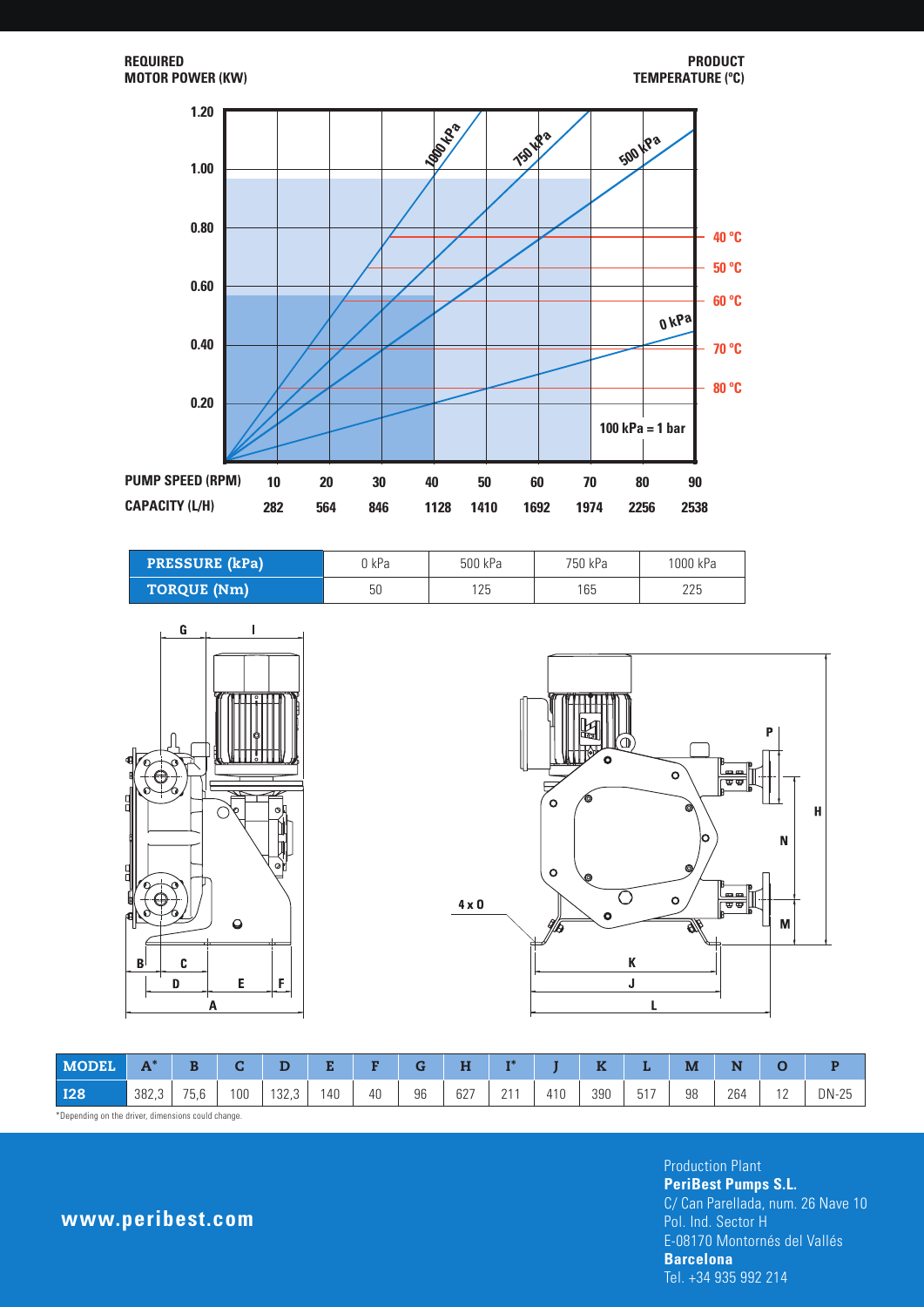REQUIRED MOTOR POWER (KW)

PRODUCT TEMPERATURE (°C)

1.20
1.00
0.80
0.60
0.40
0.20

1000 kPa
750 kPa
500 kPa
0 kPa

40 °C
50 °C
60 °C
70 °C
80 °C

100 kPa = 1 bar

PUMP SPEED (RPM) 10 20 30 40 50 60 70 80 90

CAPACITY (L/H) 282 564 846 1128 1410 1692 1974 2256 2538

| PRESSURE (kPa) | 0 kPa | 500 kPa | 750 kPa | 1000 kPa |
|---|---|---|---|---|
| TORQUE (Nm) | 50 | 125 | 165 | 225 |

G I B C D E F A

P H N M 4 x O K J L

| MODEL | A* | B | C | D | E | F | G | H | I* | J | K | L | M | N | O | P |
|---|---|---|---|---|---|---|---|---|---|---|---|---|---|---|---|---|
| I28 | 382,3 | 75,6 | 100 | 132,3 | 140 | 40 | 96 | 627 | 211 | 410 | 390 | 517 | 98 | 264 | 12 | DN-25 |

*Depending on the driver, dimensions could change.

**www.peribest.com**

Production Plant
**PeriBest Pumps S.L.**
C/ Can Parellada, num. 26 Nave 10
Pol. Ind. Sector H
E-08170 Montornés del Vallés
**Barcelona**
Tel. +34 935 992 214